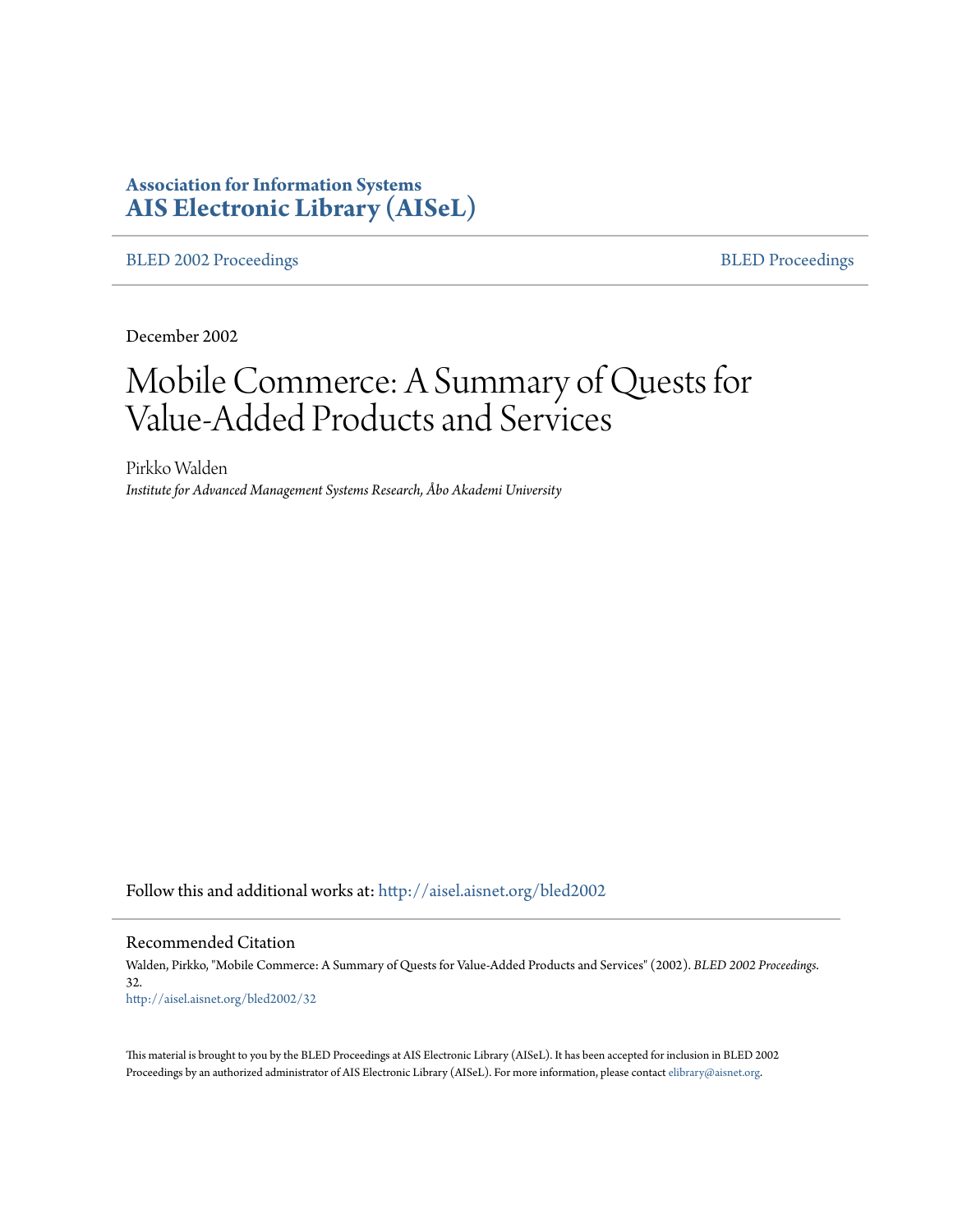**Association for Information Systems**
**AIS Electronic Library (AISeL)**

BLED 2002 Proceedings | BLED Proceedings

December 2002

# Mobile Commerce: A Summary of Quests for Value-Added Products and Services

Pirkko Walden
*Institute for Advanced Management Systems Research, Åbo Akademi University*

Follow this and additional works at: http://aisel.aisnet.org/bled2002

## Recommended Citation

Walden, Pirkko, "Mobile Commerce: A Summary of Quests for Value-Added Products and Services" (2002). *BLED 2002 Proceedings*. 32.
http://aisel.aisnet.org/bled2002/32

This material is brought to you by the BLED Proceedings at AIS Electronic Library (AISeL). It has been accepted for inclusion in BLED 2002 Proceedings by an authorized administrator of AIS Electronic Library (AISeL). For more information, please contact elibrary@aisnet.org.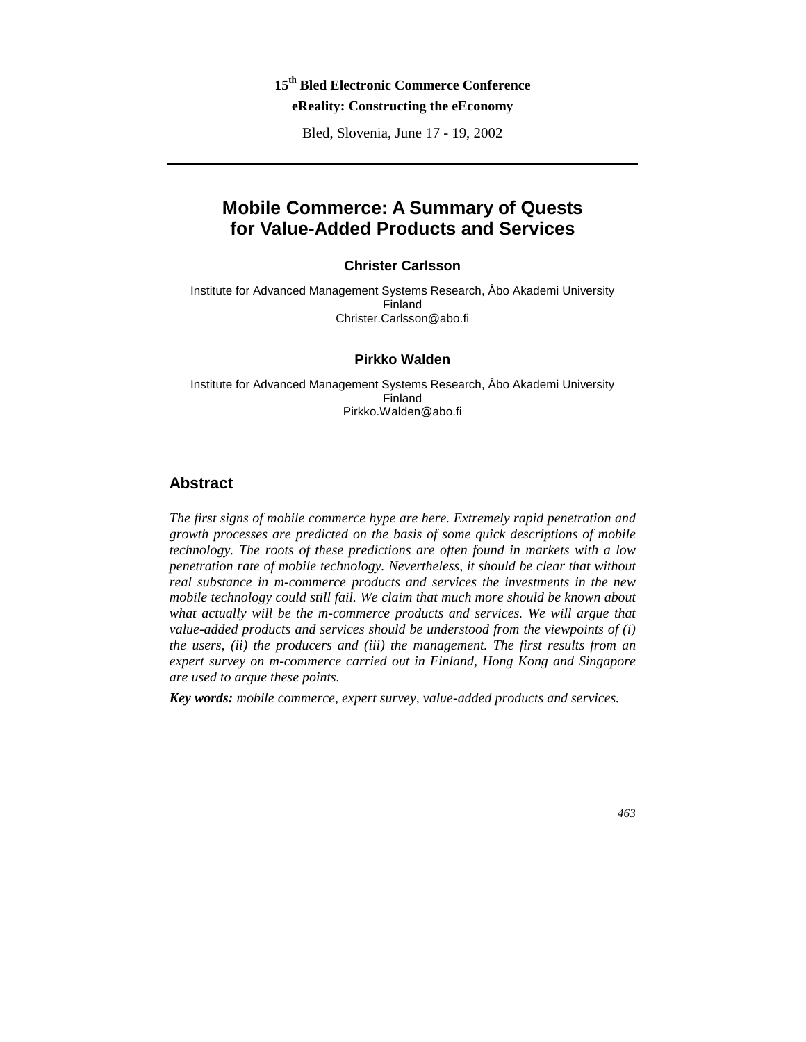**15th Bled Electronic Commerce Conference**

**eReality: Constructing the eEconomy**

Bled, Slovenia, June 17 - 19, 2002

# Mobile Commerce: A Summary of Quests for Value-Added Products and Services

**Christer Carlsson**

Institute for Advanced Management Systems Research, Åbo Akademi University
Finland
Christer.Carlsson@abo.fi

**Pirkko Walden**

Institute for Advanced Management Systems Research, Åbo Akademi University
Finland
Pirkko.Walden@abo.fi

## Abstract

*The first signs of mobile commerce hype are here. Extremely rapid penetration and growth processes are predicted on the basis of some quick descriptions of mobile technology. The roots of these predictions are often found in markets with a low penetration rate of mobile technology. Nevertheless, it should be clear that without real substance in m-commerce products and services the investments in the new mobile technology could still fail. We claim that much more should be known about what actually will be the m-commerce products and services. We will argue that value-added products and services should be understood from the viewpoints of (i) the users, (ii) the producers and (iii) the management. The first results from an expert survey on m-commerce carried out in Finland, Hong Kong and Singapore are used to argue these points.*

***Key words:*** *mobile commerce, expert survey, value-added products and services.*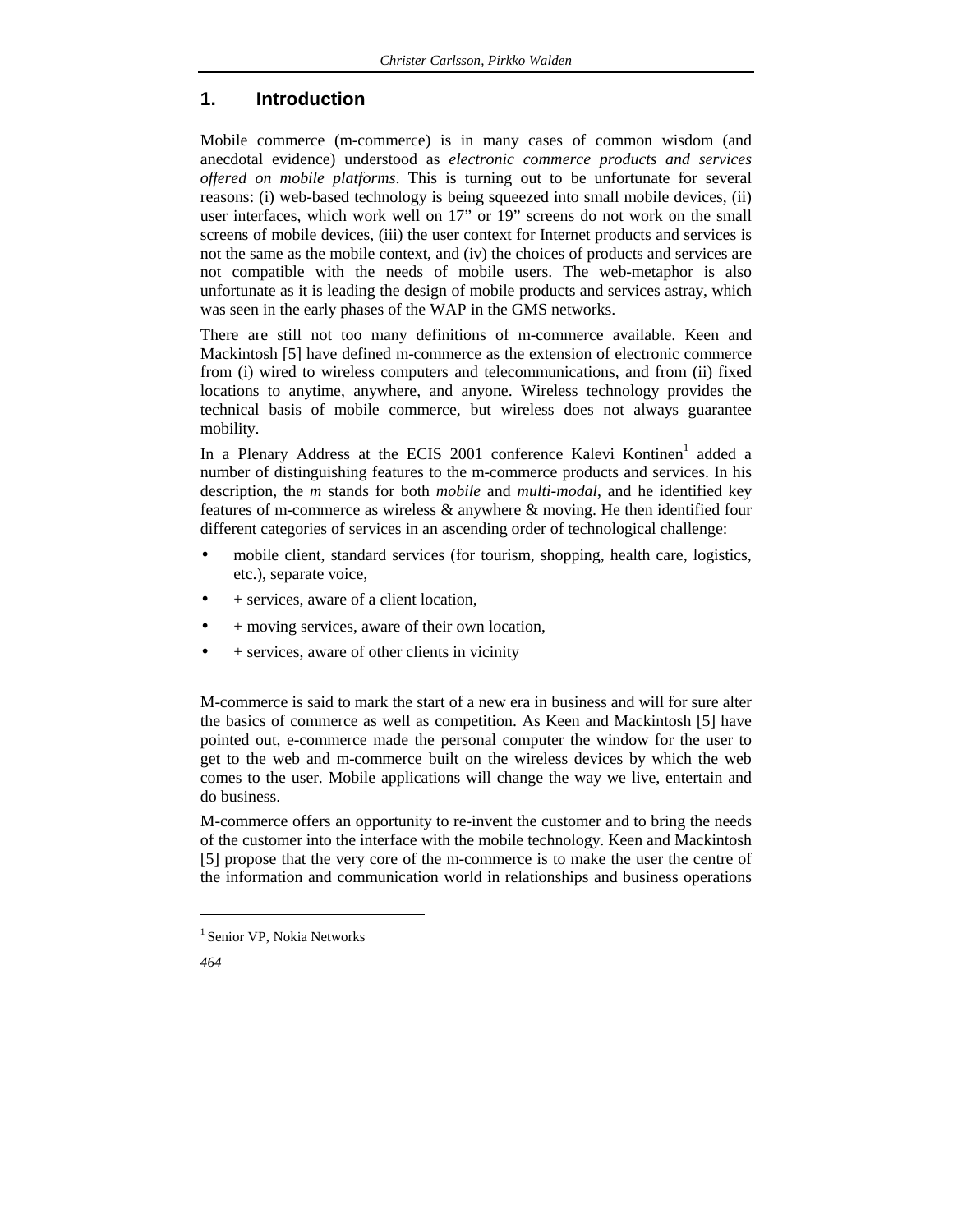## 1. Introduction

Mobile commerce (m-commerce) is in many cases of common wisdom (and anecdotal evidence) understood as *electronic commerce products and services offered on mobile platforms*. This is turning out to be unfortunate for several reasons: (i) web-based technology is being squeezed into small mobile devices, (ii) user interfaces, which work well on 17" or 19" screens do not work on the small screens of mobile devices, (iii) the user context for Internet products and services is not the same as the mobile context, and (iv) the choices of products and services are not compatible with the needs of mobile users. The web-metaphor is also unfortunate as it is leading the design of mobile products and services astray, which was seen in the early phases of the WAP in the GMS networks.

There are still not too many definitions of m-commerce available. Keen and Mackintosh [5] have defined m-commerce as the extension of electronic commerce from (i) wired to wireless computers and telecommunications, and from (ii) fixed locations to anytime, anywhere, and anyone. Wireless technology provides the technical basis of mobile commerce, but wireless does not always guarantee mobility.

In a Plenary Address at the ECIS 2001 conference Kalevi Kontinen[1] added a number of distinguishing features to the m-commerce products and services. In his description, the *m* stands for both *mobile* and *multi-modal*, and he identified key features of m-commerce as wireless & anywhere & moving. He then identified four different categories of services in an ascending order of technological challenge:

- mobile client, standard services (for tourism, shopping, health care, logistics, etc.), separate voice,
- + services, aware of a client location,
- + moving services, aware of their own location,
- + services, aware of other clients in vicinity

M-commerce is said to mark the start of a new era in business and will for sure alter the basics of commerce as well as competition. As Keen and Mackintosh [5] have pointed out, e-commerce made the personal computer the window for the user to get to the web and m-commerce built on the wireless devices by which the web comes to the user. Mobile applications will change the way we live, entertain and do business.

M-commerce offers an opportunity to re-invent the customer and to bring the needs of the customer into the interface with the mobile technology. Keen and Mackintosh [5] propose that the very core of the m-commerce is to make the user the centre of the information and communication world in relationships and business operations

---

[1] Senior VP, Nokia Networks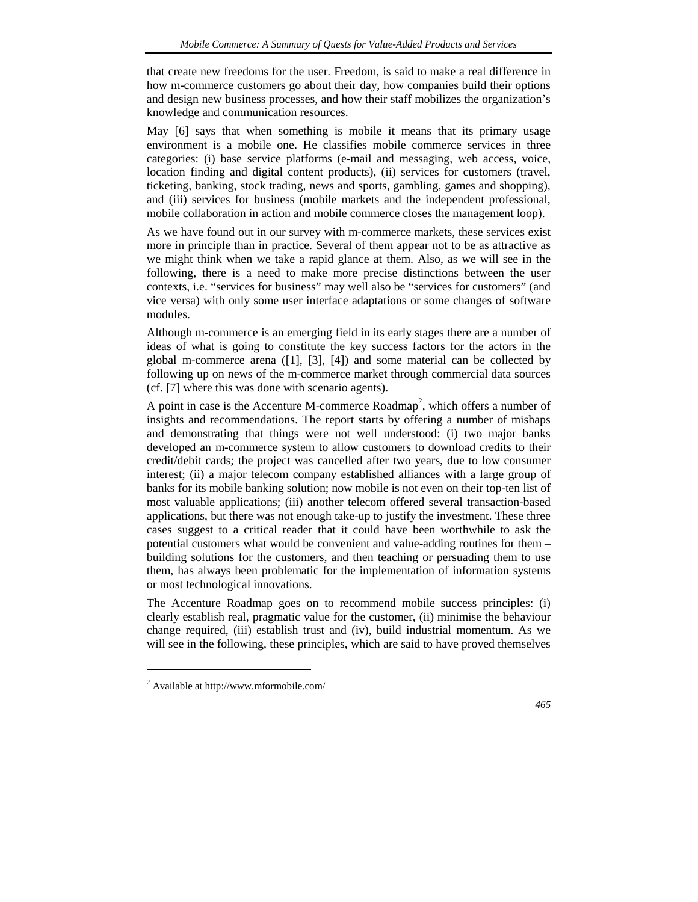that create new freedoms for the user. Freedom, is said to make a real difference in how m-commerce customers go about their day, how companies build their options and design new business processes, and how their staff mobilizes the organization's knowledge and communication resources.

May [6] says that when something is mobile it means that its primary usage environment is a mobile one. He classifies mobile commerce services in three categories: (i) base service platforms (e-mail and messaging, web access, voice, location finding and digital content products), (ii) services for customers (travel, ticketing, banking, stock trading, news and sports, gambling, games and shopping), and (iii) services for business (mobile markets and the independent professional, mobile collaboration in action and mobile commerce closes the management loop).

As we have found out in our survey with m-commerce markets, these services exist more in principle than in practice. Several of them appear not to be as attractive as we might think when we take a rapid glance at them. Also, as we will see in the following, there is a need to make more precise distinctions between the user contexts, i.e. "services for business" may well also be "services for customers" (and vice versa) with only some user interface adaptations or some changes of software modules.

Although m-commerce is an emerging field in its early stages there are a number of ideas of what is going to constitute the key success factors for the actors in the global m-commerce arena ([1], [3], [4]) and some material can be collected by following up on news of the m-commerce market through commercial data sources (cf. [7] where this was done with scenario agents).

A point in case is the Accenture M-commerce Roadmap[2], which offers a number of insights and recommendations. The report starts by offering a number of mishaps and demonstrating that things were not well understood: (i) two major banks developed an m-commerce system to allow customers to download credits to their credit/debit cards; the project was cancelled after two years, due to low consumer interest; (ii) a major telecom company established alliances with a large group of banks for its mobile banking solution; now mobile is not even on their top-ten list of most valuable applications; (iii) another telecom offered several transaction-based applications, but there was not enough take-up to justify the investment. These three cases suggest to a critical reader that it could have been worthwhile to ask the potential customers what would be convenient and value-adding routines for them – building solutions for the customers, and then teaching or persuading them to use them, has always been problematic for the implementation of information systems or most technological innovations.

The Accenture Roadmap goes on to recommend mobile success principles: (i) clearly establish real, pragmatic value for the customer, (ii) minimise the behaviour change required, (iii) establish trust and (iv), build industrial momentum. As we will see in the following, these principles, which are said to have proved themselves

---

[2] Available at http://www.mformobile.com/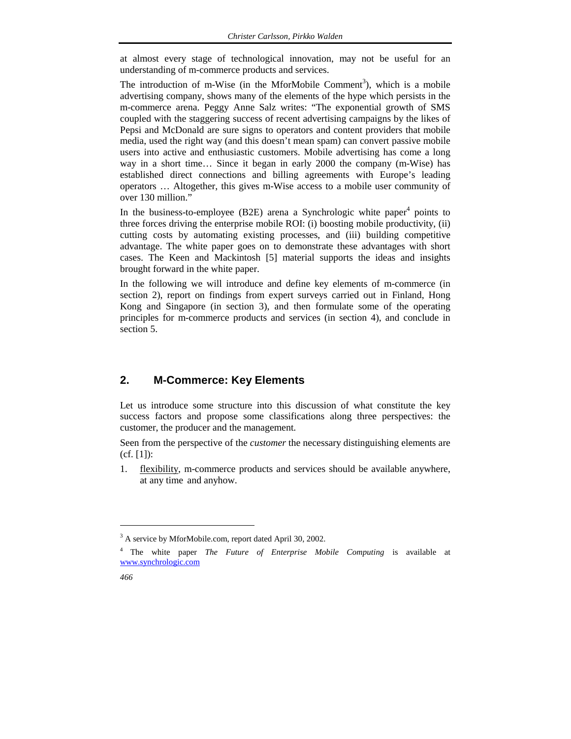at almost every stage of technological innovation, may not be useful for an understanding of m-commerce products and services.

The introduction of m-Wise (in the MforMobile Comment[3]), which is a mobile advertising company, shows many of the elements of the hype which persists in the m-commerce arena. Peggy Anne Salz writes: "The exponential growth of SMS coupled with the staggering success of recent advertising campaigns by the likes of Pepsi and McDonald are sure signs to operators and content providers that mobile media, used the right way (and this doesn't mean spam) can convert passive mobile users into active and enthusiastic customers. Mobile advertising has come a long way in a short time… Since it began in early 2000 the company (m-Wise) has established direct connections and billing agreements with Europe's leading operators … Altogether, this gives m-Wise access to a mobile user community of over 130 million."

In the business-to-employee (B2E) arena a Synchrologic white paper[4] points to three forces driving the enterprise mobile ROI: (i) boosting mobile productivity, (ii) cutting costs by automating existing processes, and (iii) building competitive advantage. The white paper goes on to demonstrate these advantages with short cases. The Keen and Mackintosh [5] material supports the ideas and insights brought forward in the white paper.

In the following we will introduce and define key elements of m-commerce (in section 2), report on findings from expert surveys carried out in Finland, Hong Kong and Singapore (in section 3), and then formulate some of the operating principles for m-commerce products and services (in section 4), and conclude in section 5.

## 2. M-Commerce: Key Elements

Let us introduce some structure into this discussion of what constitute the key success factors and propose some classifications along three perspectives: the customer, the producer and the management.

Seen from the perspective of the *customer* the necessary distinguishing elements are (cf. [1]):

1. flexibility, m-commerce products and services should be available anywhere, at any time and anyhow.

---

[3] A service by MforMobile.com, report dated April 30, 2002.

[4] The white paper *The Future of Enterprise Mobile Computing* is available at www.synchrologic.com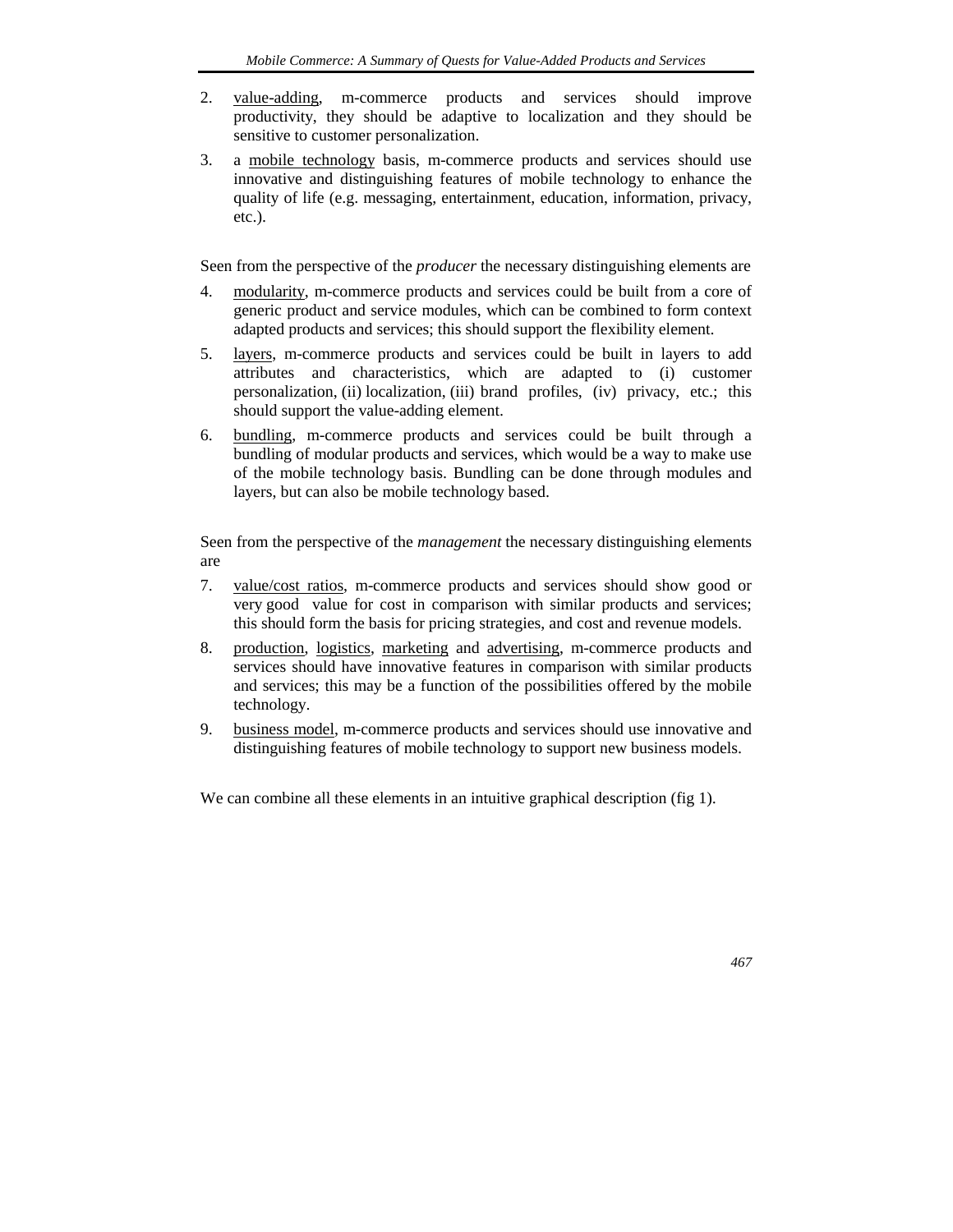2. <u>value-adding</u>, m-commerce products and services should improve productivity, they should be adaptive to localization and they should be sensitive to customer personalization.

3. a <u>mobile technology</u> basis, m-commerce products and services should use innovative and distinguishing features of mobile technology to enhance the quality of life (e.g. messaging, entertainment, education, information, privacy, etc.).

Seen from the perspective of the *producer* the necessary distinguishing elements are

4. <u>modularity</u>, m-commerce products and services could be built from a core of generic product and service modules, which can be combined to form context adapted products and services; this should support the flexibility element.

5. <u>layers</u>, m-commerce products and services could be built in layers to add attributes and characteristics, which are adapted to (i) customer personalization, (ii) localization, (iii) brand profiles, (iv) privacy, etc.; this should support the value-adding element.

6. <u>bundling</u>, m-commerce products and services could be built through a bundling of modular products and services, which would be a way to make use of the mobile technology basis. Bundling can be done through modules and layers, but can also be mobile technology based.

Seen from the perspective of the *management* the necessary distinguishing elements are

7. <u>value/cost ratios</u>, m-commerce products and services should show good or very good value for cost in comparison with similar products and services; this should form the basis for pricing strategies, and cost and revenue models.

8. <u>production</u>, <u>logistics</u>, <u>marketing</u> and <u>advertising</u>, m-commerce products and services should have innovative features in comparison with similar products and services; this may be a function of the possibilities offered by the mobile technology.

9. <u>business model</u>, m-commerce products and services should use innovative and distinguishing features of mobile technology to support new business models.

We can combine all these elements in an intuitive graphical description (fig 1).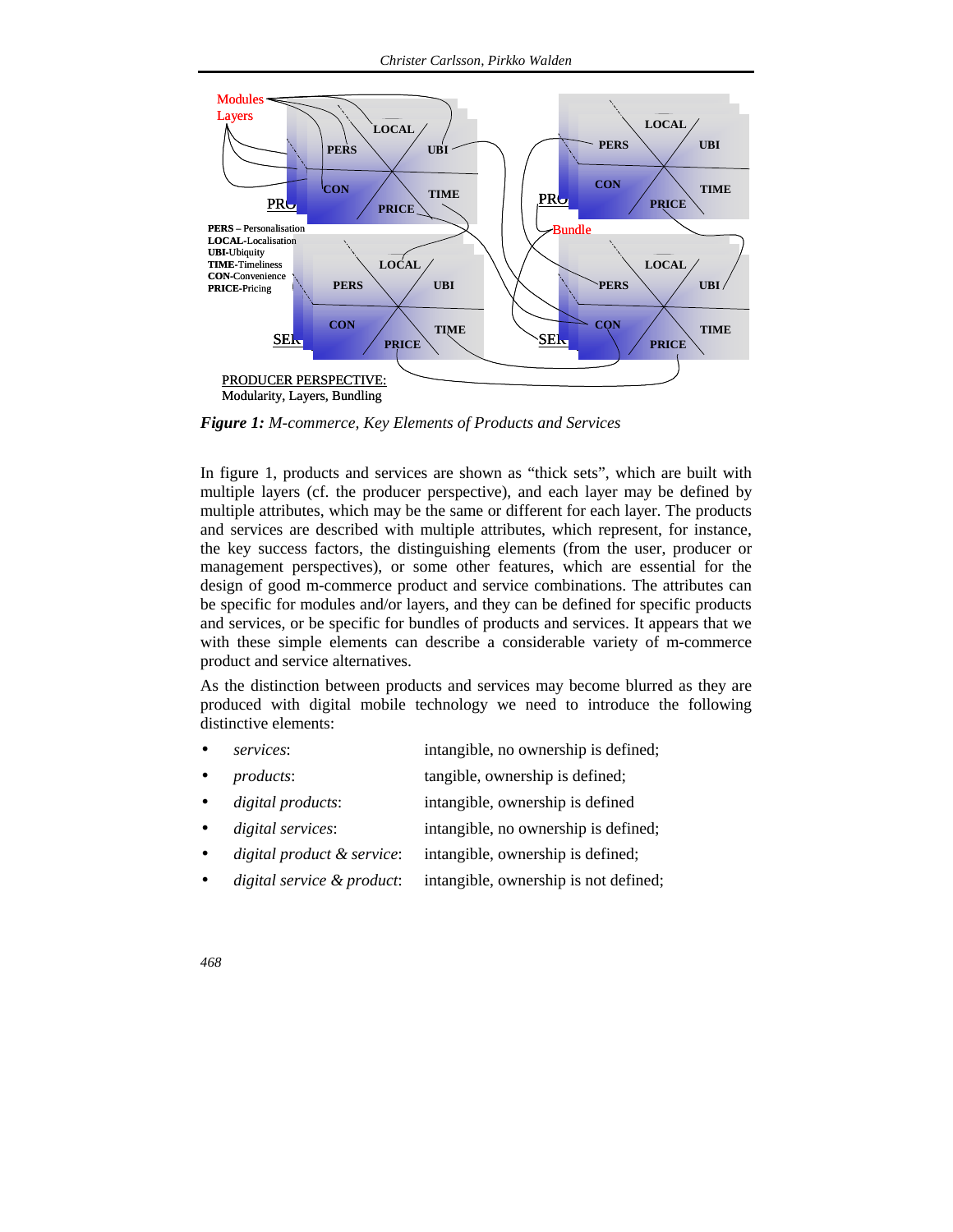**Figure 1:** *M-commerce, Key Elements of Products and Services*

In figure 1, products and services are shown as "thick sets", which are built with multiple layers (cf. the producer perspective), and each layer may be defined by multiple attributes, which may be the same or different for each layer. The products and services are described with multiple attributes, which represent, for instance, the key success factors, the distinguishing elements (from the user, producer or management perspectives), or some other features, which are essential for the design of good m-commerce product and service combinations. The attributes can be specific for modules and/or layers, and they can be defined for specific products and services, or be specific for bundles of products and services. It appears that we with these simple elements can describe a considerable variety of m-commerce product and service alternatives.

As the distinction between products and services may become blurred as they are produced with digital mobile technology we need to introduce the following distinctive elements:

- *services*: intangible, no ownership is defined;
- *products*: tangible, ownership is defined;
- *digital products*: intangible, ownership is defined
- *digital services*: intangible, no ownership is defined;
- *digital product & service*: intangible, ownership is defined;
- *digital service & product*: intangible, ownership is not defined;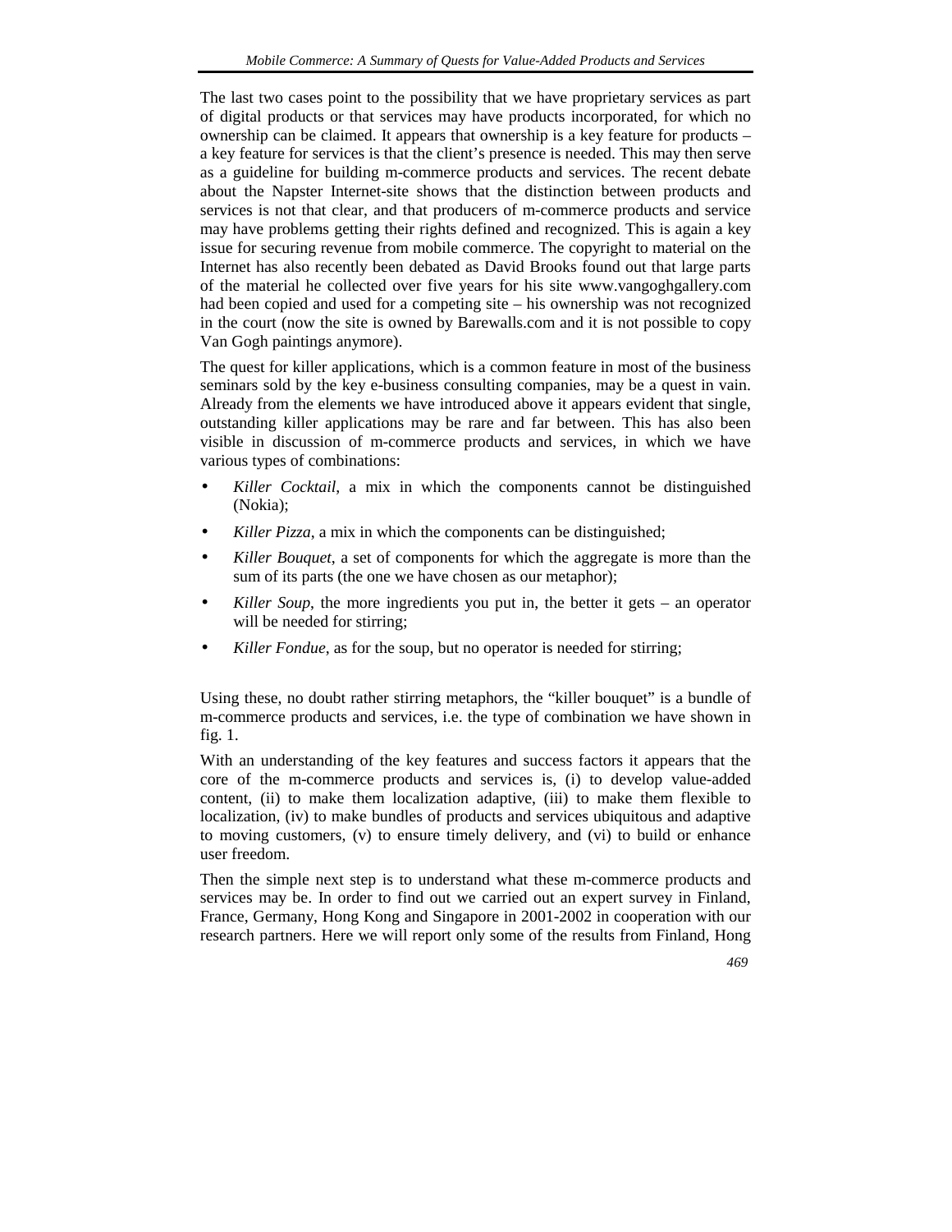The last two cases point to the possibility that we have proprietary services as part of digital products or that services may have products incorporated, for which no ownership can be claimed. It appears that ownership is a key feature for products – a key feature for services is that the client's presence is needed. This may then serve as a guideline for building m-commerce products and services. The recent debate about the Napster Internet-site shows that the distinction between products and services is not that clear, and that producers of m-commerce products and service may have problems getting their rights defined and recognized. This is again a key issue for securing revenue from mobile commerce. The copyright to material on the Internet has also recently been debated as David Brooks found out that large parts of the material he collected over five years for his site www.vangoghgallery.com had been copied and used for a competing site – his ownership was not recognized in the court (now the site is owned by Barewalls.com and it is not possible to copy Van Gogh paintings anymore).

The quest for killer applications, which is a common feature in most of the business seminars sold by the key e-business consulting companies, may be a quest in vain. Already from the elements we have introduced above it appears evident that single, outstanding killer applications may be rare and far between. This has also been visible in discussion of m-commerce products and services, in which we have various types of combinations:

- *Killer Cocktail*, a mix in which the components cannot be distinguished (Nokia);
- *Killer Pizza*, a mix in which the components can be distinguished;
- *Killer Bouquet*, a set of components for which the aggregate is more than the sum of its parts (the one we have chosen as our metaphor);
- *Killer Soup*, the more ingredients you put in, the better it gets – an operator will be needed for stirring;
- *Killer Fondue*, as for the soup, but no operator is needed for stirring;

Using these, no doubt rather stirring metaphors, the "killer bouquet" is a bundle of m-commerce products and services, i.e. the type of combination we have shown in fig. 1.

With an understanding of the key features and success factors it appears that the core of the m-commerce products and services is, (i) to develop value-added content, (ii) to make them localization adaptive, (iii) to make them flexible to localization, (iv) to make bundles of products and services ubiquitous and adaptive to moving customers, (v) to ensure timely delivery, and (vi) to build or enhance user freedom.

Then the simple next step is to understand what these m-commerce products and services may be. In order to find out we carried out an expert survey in Finland, France, Germany, Hong Kong and Singapore in 2001-2002 in cooperation with our research partners. Here we will report only some of the results from Finland, Hong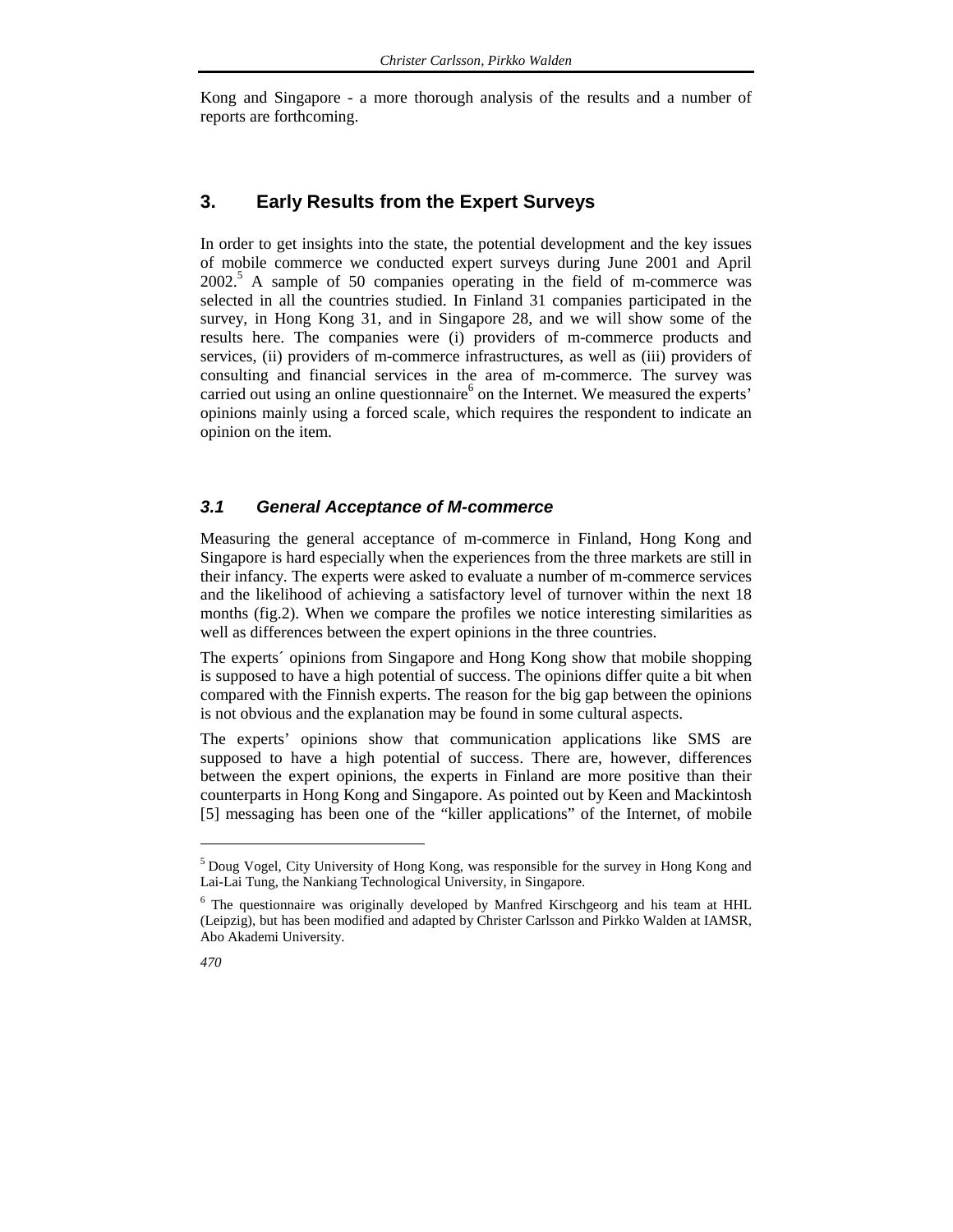Kong and Singapore - a more thorough analysis of the results and a number of reports are forthcoming.

## 3. Early Results from the Expert Surveys

In order to get insights into the state, the potential development and the key issues of mobile commerce we conducted expert surveys during June 2001 and April 2002.[5] A sample of 50 companies operating in the field of m-commerce was selected in all the countries studied. In Finland 31 companies participated in the survey, in Hong Kong 31, and in Singapore 28, and we will show some of the results here. The companies were (i) providers of m-commerce products and services, (ii) providers of m-commerce infrastructures, as well as (iii) providers of consulting and financial services in the area of m-commerce. The survey was carried out using an online questionnaire[6] on the Internet. We measured the experts' opinions mainly using a forced scale, which requires the respondent to indicate an opinion on the item.

### *3.1 General Acceptance of M-commerce*

Measuring the general acceptance of m-commerce in Finland, Hong Kong and Singapore is hard especially when the experiences from the three markets are still in their infancy. The experts were asked to evaluate a number of m-commerce services and the likelihood of achieving a satisfactory level of turnover within the next 18 months (fig.2). When we compare the profiles we notice interesting similarities as well as differences between the expert opinions in the three countries.

The experts´ opinions from Singapore and Hong Kong show that mobile shopping is supposed to have a high potential of success. The opinions differ quite a bit when compared with the Finnish experts. The reason for the big gap between the opinions is not obvious and the explanation may be found in some cultural aspects.

The experts' opinions show that communication applications like SMS are supposed to have a high potential of success. There are, however, differences between the expert opinions, the experts in Finland are more positive than their counterparts in Hong Kong and Singapore. As pointed out by Keen and Mackintosh [5] messaging has been one of the "killer applications" of the Internet, of mobile

---

[5] Doug Vogel, City University of Hong Kong, was responsible for the survey in Hong Kong and Lai-Lai Tung, the Nankiang Technological University, in Singapore.

[6] The questionnaire was originally developed by Manfred Kirschgeorg and his team at HHL (Leipzig), but has been modified and adapted by Christer Carlsson and Pirkko Walden at IAMSR, Abo Akademi University.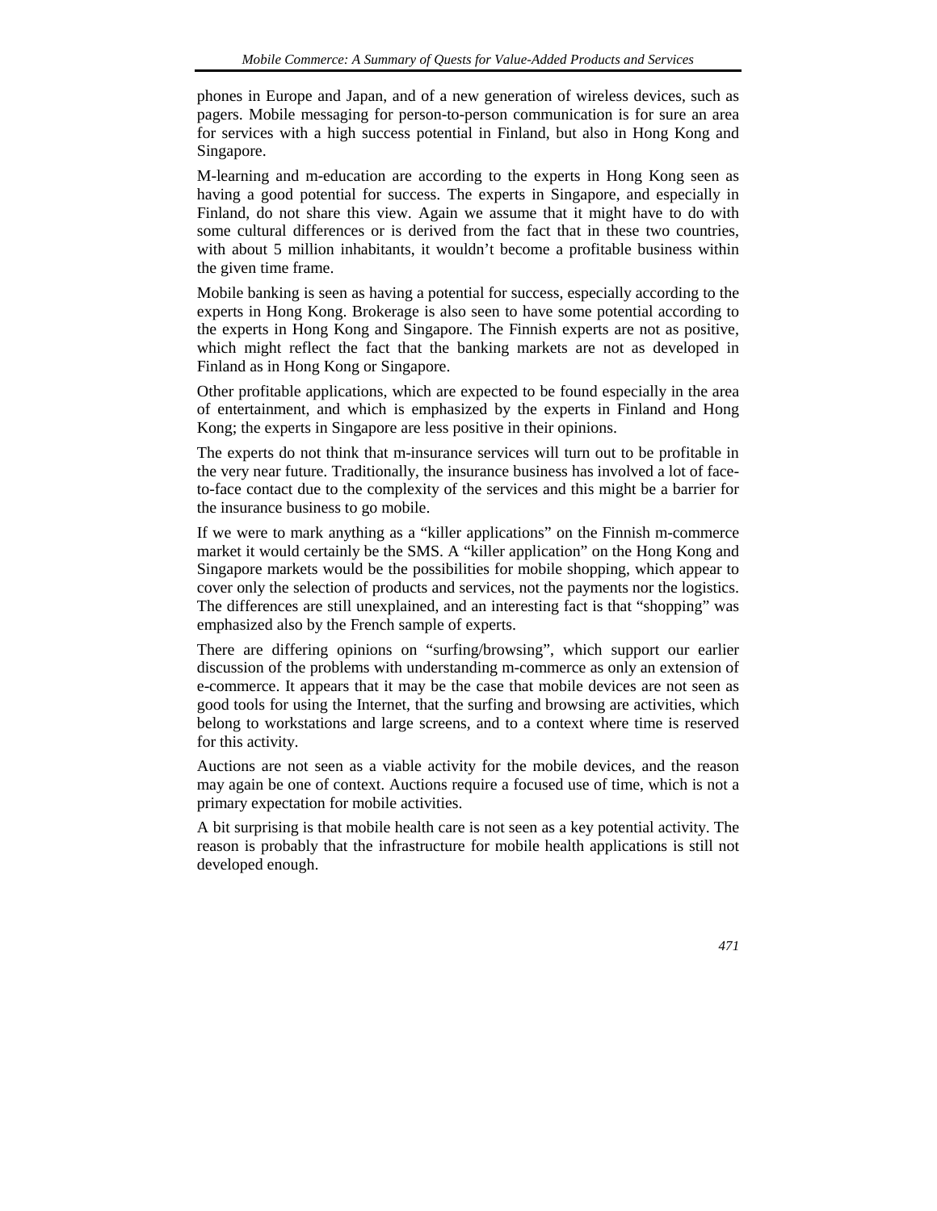phones in Europe and Japan, and of a new generation of wireless devices, such as pagers. Mobile messaging for person-to-person communication is for sure an area for services with a high success potential in Finland, but also in Hong Kong and Singapore.

M-learning and m-education are according to the experts in Hong Kong seen as having a good potential for success. The experts in Singapore, and especially in Finland, do not share this view. Again we assume that it might have to do with some cultural differences or is derived from the fact that in these two countries, with about 5 million inhabitants, it wouldn't become a profitable business within the given time frame.

Mobile banking is seen as having a potential for success, especially according to the experts in Hong Kong. Brokerage is also seen to have some potential according to the experts in Hong Kong and Singapore. The Finnish experts are not as positive, which might reflect the fact that the banking markets are not as developed in Finland as in Hong Kong or Singapore.

Other profitable applications, which are expected to be found especially in the area of entertainment, and which is emphasized by the experts in Finland and Hong Kong; the experts in Singapore are less positive in their opinions.

The experts do not think that m-insurance services will turn out to be profitable in the very near future. Traditionally, the insurance business has involved a lot of face-to-face contact due to the complexity of the services and this might be a barrier for the insurance business to go mobile.

If we were to mark anything as a "killer applications" on the Finnish m-commerce market it would certainly be the SMS. A "killer application" on the Hong Kong and Singapore markets would be the possibilities for mobile shopping, which appear to cover only the selection of products and services, not the payments nor the logistics. The differences are still unexplained, and an interesting fact is that "shopping" was emphasized also by the French sample of experts.

There are differing opinions on "surfing/browsing", which support our earlier discussion of the problems with understanding m-commerce as only an extension of e-commerce. It appears that it may be the case that mobile devices are not seen as good tools for using the Internet, that the surfing and browsing are activities, which belong to workstations and large screens, and to a context where time is reserved for this activity.

Auctions are not seen as a viable activity for the mobile devices, and the reason may again be one of context. Auctions require a focused use of time, which is not a primary expectation for mobile activities.

A bit surprising is that mobile health care is not seen as a key potential activity. The reason is probably that the infrastructure for mobile health applications is still not developed enough.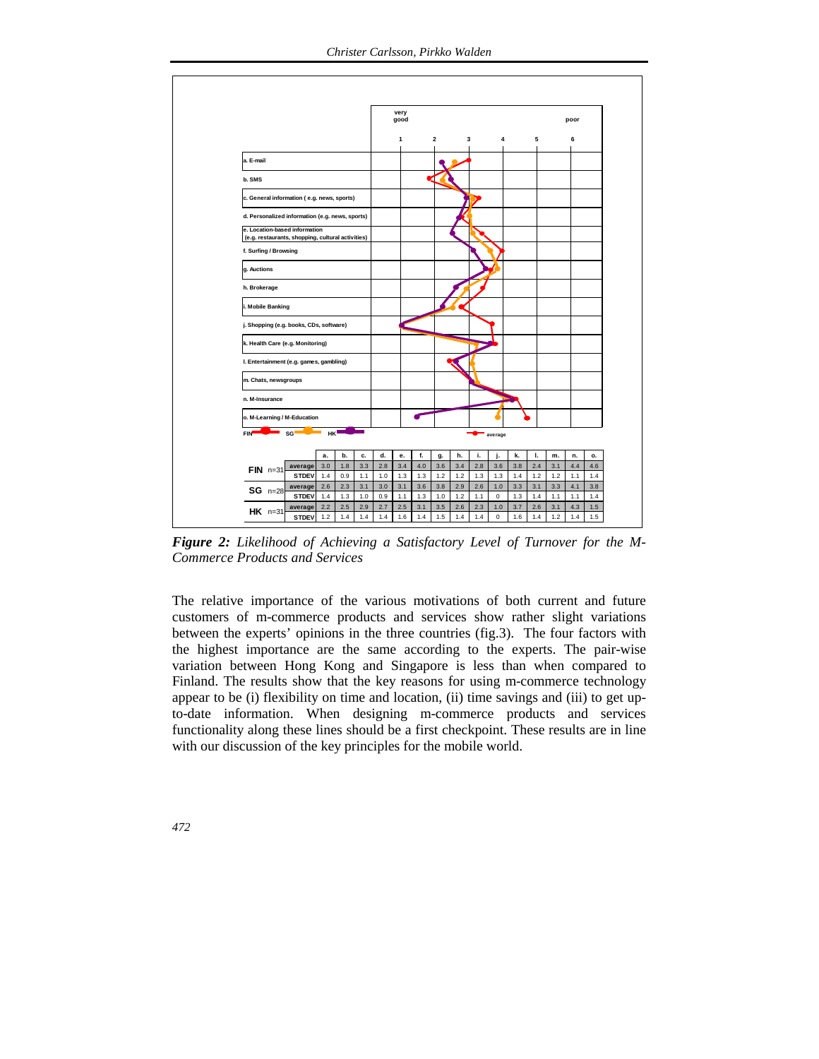| | very good | | | | | | poor |
|---|---|---|---|---|---|---|---|
| | 1 | 2 | 3 | 4 | 5 | 6 | |
| a. E-mail | | | | | | | |
| b. SMS | | | | | | | |
| c. General information ( e.g. news, sports) | | | | | | | |
| d. Personalized information (e.g. news, sports) | | | | | | | |
| e. Location-based information (e.g. restaurants, shopping, cultural activities) | | | | | | | |
| f. Surfing / Browsing | | | | | | | |
| g. Auctions | | | | | | | |
| h. Brokerage | | | | | | | |
| i. Mobile Banking | | | | | | | |
| j. Shopping (e.g. books, CDs, software) | | | | | | | |
| k. Health Care (e.g. Monitoring) | | | | | | | |
| l. Entertainment (e.g. games, gambling) | | | | | | | |
| m. Chats, newsgroups | | | | | | | |
| n. M-Insurance | | | | | | | |
| o. M-Learning / M-Education | | | | | | | |

FIN, SG, HK — average

| | | a. | b. | c. | d. | e. | f. | g. | h. | i. | j. | k. | l. | m. | n. | o. |
|---|---|---|---|---|---|---|---|---|---|---|---|---|---|---|---|---|
| FIN n=31 | average | 3.0 | 1.8 | 3.3 | 2.8 | 3.4 | 4.0 | 3.6 | 3.4 | 2.8 | 3.6 | 3.8 | 2.4 | 3.1 | 4.4 | 4.6 |
| | STDEV | 1.4 | 0.9 | 1.1 | 1.0 | 1.3 | 1.3 | 1.2 | 1.2 | 1.3 | 1.3 | 1.4 | 1.2 | 1.2 | 1.1 | 1.4 |
| SG n=28 | average | 2.6 | 2.3 | 3.1 | 3.0 | 3.1 | 3.6 | 3.8 | 2.9 | 2.6 | 1.0 | 3.3 | 3.1 | 3.3 | 4.1 | 3.8 |
| | STDEV | 1.4 | 1.3 | 1.0 | 0.9 | 1.1 | 1.3 | 1.0 | 1.2 | 1.1 | 0 | 1.3 | 1.4 | 1.1 | 1.1 | 1.4 |
| HK n=31 | average | 2.2 | 2.5 | 2.9 | 2.7 | 2.5 | 3.1 | 3.5 | 2.6 | 2.3 | 1.0 | 3.7 | 2.6 | 3.1 | 4.3 | 1.5 |
| | STDEV | 1.2 | 1.4 | 1.4 | 1.4 | 1.6 | 1.4 | 1.5 | 1.4 | 1.4 | 0 | 1.6 | 1.4 | 1.2 | 1.4 | 1.5 |

***Figure 2:*** *Likelihood of Achieving a Satisfactory Level of Turnover for the M-Commerce Products and Services*

The relative importance of the various motivations of both current and future customers of m-commerce products and services show rather slight variations between the experts' opinions in the three countries (fig.3). The four factors with the highest importance are the same according to the experts. The pair-wise variation between Hong Kong and Singapore is less than when compared to Finland. The results show that the key reasons for using m-commerce technology appear to be (i) flexibility on time and location, (ii) time savings and (iii) to get up-to-date information. When designing m-commerce products and services functionality along these lines should be a first checkpoint. These results are in line with our discussion of the key principles for the mobile world.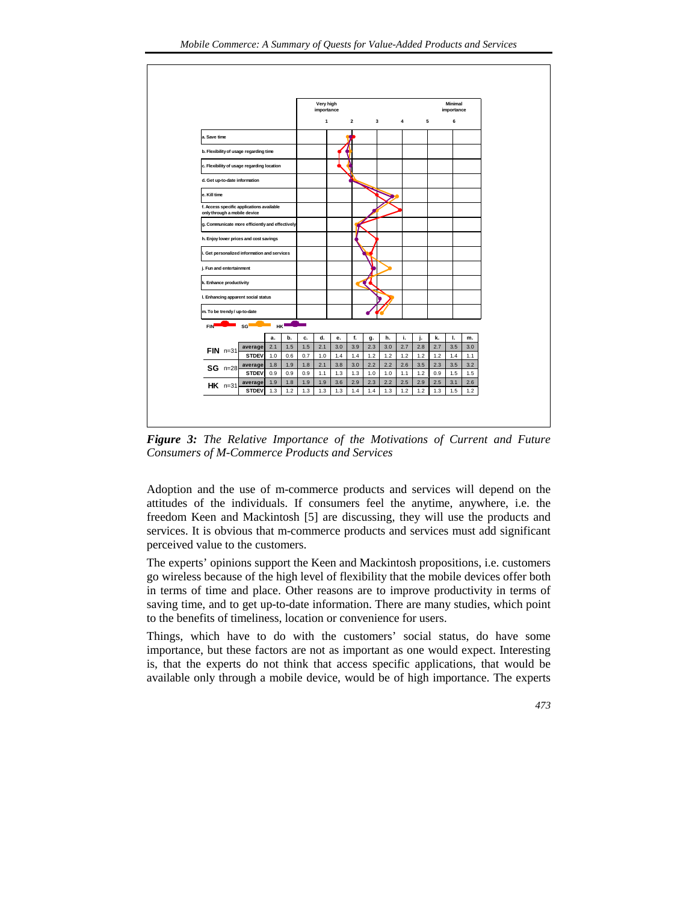| | Very high importance | | | | | Minimal importance |
|---|---|---|---|---|---|---|
| | 1 | 2 | 3 | 4 | 5 | 6 |
| a. Save time | | | | | | |
| b. Flexibility of usage regarding time | | | | | | |
| c. Flexibility of usage regarding location | | | | | | |
| d. Get up-to-date information | | | | | | |
| e. Kill time | | | | | | |
| f. Access specific applications available only through a mobile device | | | | | | |
| g. Communicate more efficiently and effectively | | | | | | |
| h. Enjoy lower prices and cost savings | | | | | | |
| i. Get personalized information and services | | | | | | |
| j. Fun and entertainment | | | | | | |
| k. Enhance productivity | | | | | | |
| l. Enhancing apparent social status | | | | | | |
| m. To be trendy / up-to-date | | | | | | |

FIN SG HK

| | | a. | b. | c. | d. | e. | f. | g. | h. | i. | j. | k. | l. | m. |
|---|---|---|---|---|---|---|---|---|---|---|---|---|---|---|
| FIN n=31 | average | 2.1 | 1.5 | 1.5 | 2.1 | 3.0 | 3.9 | 2.3 | 3.0 | 2.7 | 2.8 | 2.7 | 3.5 | 3.0 |
| | STDEV | 1.0 | 0.6 | 0.7 | 1.0 | 1.4 | 1.4 | 1.2 | 1.2 | 1.2 | 1.2 | 1.2 | 1.4 | 1.1 |
| SG n=28 | average | 1.8 | 1.9 | 1.8 | 2.1 | 3.8 | 3.0 | 2.2 | 2.2 | 2.6 | 3.5 | 2.3 | 3.5 | 3.2 |
| | STDEV | 0.9 | 0.9 | 0.9 | 1.1 | 1.3 | 1.3 | 1.0 | 1.0 | 1.1 | 1.2 | 0.9 | 1.5 | 1.5 |
| HK n=31 | average | 1.9 | 1.8 | 1.9 | 1.9 | 3.6 | 2.9 | 2.3 | 2.2 | 2.5 | 2.9 | 2.5 | 3.1 | 2.6 |
| | STDEV | 1.3 | 1.2 | 1.3 | 1.3 | 1.3 | 1.4 | 1.4 | 1.3 | 1.2 | 1.2 | 1.3 | 1.5 | 1.2 |

***Figure 3:*** *The Relative Importance of the Motivations of Current and Future Consumers of M-Commerce Products and Services*

Adoption and the use of m-commerce products and services will depend on the attitudes of the individuals. If consumers feel the anytime, anywhere, i.e. the freedom Keen and Mackintosh [5] are discussing, they will use the products and services. It is obvious that m-commerce products and services must add significant perceived value to the customers.

The experts' opinions support the Keen and Mackintosh propositions, i.e. customers go wireless because of the high level of flexibility that the mobile devices offer both in terms of time and place. Other reasons are to improve productivity in terms of saving time, and to get up-to-date information. There are many studies, which point to the benefits of timeliness, location or convenience for users.

Things, which have to do with the customers' social status, do have some importance, but these factors are not as important as one would expect. Interesting is, that the experts do not think that access specific applications, that would be available only through a mobile device, would be of high importance. The experts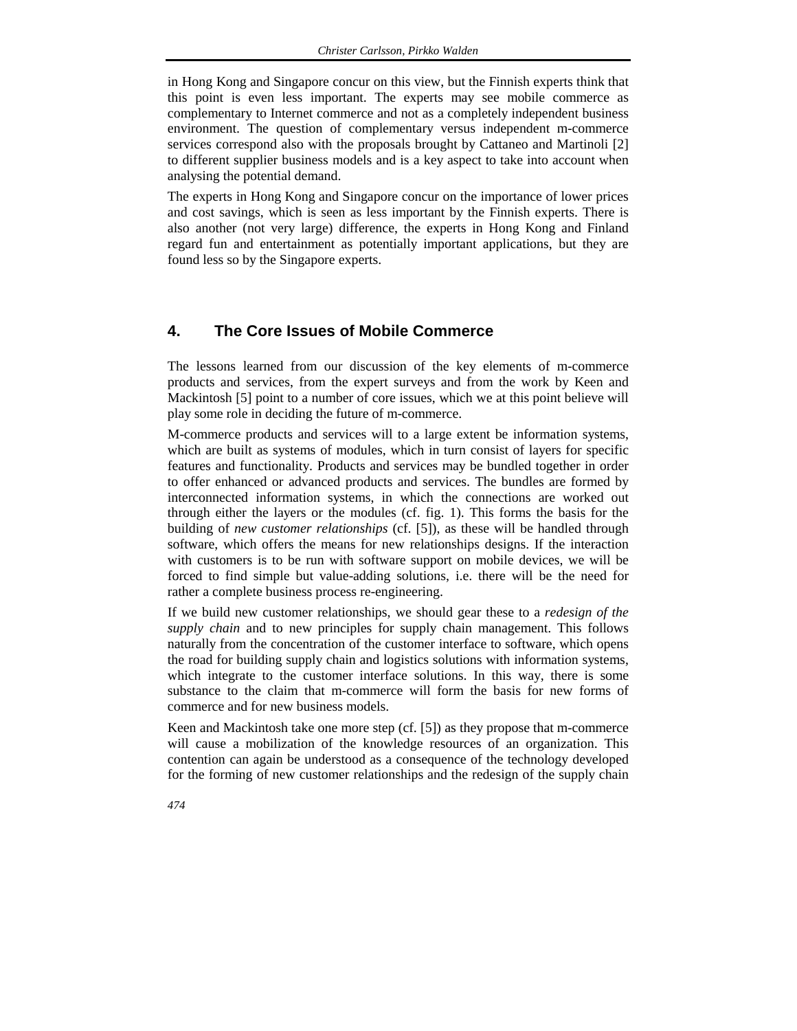in Hong Kong and Singapore concur on this view, but the Finnish experts think that this point is even less important. The experts may see mobile commerce as complementary to Internet commerce and not as a completely independent business environment. The question of complementary versus independent m-commerce services correspond also with the proposals brought by Cattaneo and Martinoli [2] to different supplier business models and is a key aspect to take into account when analysing the potential demand.

The experts in Hong Kong and Singapore concur on the importance of lower prices and cost savings, which is seen as less important by the Finnish experts. There is also another (not very large) difference, the experts in Hong Kong and Finland regard fun and entertainment as potentially important applications, but they are found less so by the Singapore experts.

## 4. The Core Issues of Mobile Commerce

The lessons learned from our discussion of the key elements of m-commerce products and services, from the expert surveys and from the work by Keen and Mackintosh [5] point to a number of core issues, which we at this point believe will play some role in deciding the future of m-commerce.

M-commerce products and services will to a large extent be information systems, which are built as systems of modules, which in turn consist of layers for specific features and functionality. Products and services may be bundled together in order to offer enhanced or advanced products and services. The bundles are formed by interconnected information systems, in which the connections are worked out through either the layers or the modules (cf. fig. 1). This forms the basis for the building of *new customer relationships* (cf. [5]), as these will be handled through software, which offers the means for new relationships designs. If the interaction with customers is to be run with software support on mobile devices, we will be forced to find simple but value-adding solutions, i.e. there will be the need for rather a complete business process re-engineering.

If we build new customer relationships, we should gear these to a *redesign of the supply chain* and to new principles for supply chain management. This follows naturally from the concentration of the customer interface to software, which opens the road for building supply chain and logistics solutions with information systems, which integrate to the customer interface solutions. In this way, there is some substance to the claim that m-commerce will form the basis for new forms of commerce and for new business models.

Keen and Mackintosh take one more step (cf. [5]) as they propose that m-commerce will cause a mobilization of the knowledge resources of an organization. This contention can again be understood as a consequence of the technology developed for the forming of new customer relationships and the redesign of the supply chain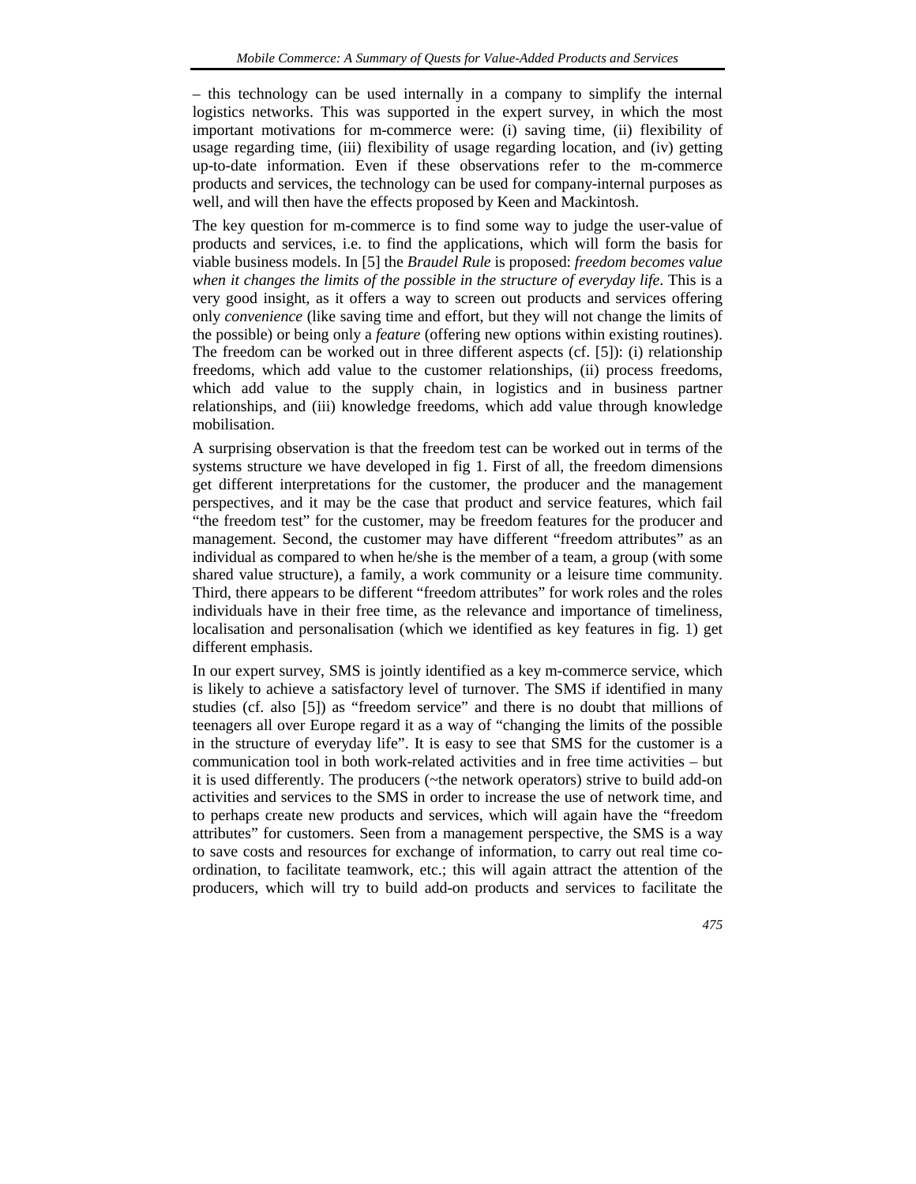– this technology can be used internally in a company to simplify the internal logistics networks. This was supported in the expert survey, in which the most important motivations for m-commerce were: (i) saving time, (ii) flexibility of usage regarding time, (iii) flexibility of usage regarding location, and (iv) getting up-to-date information. Even if these observations refer to the m-commerce products and services, the technology can be used for company-internal purposes as well, and will then have the effects proposed by Keen and Mackintosh.

The key question for m-commerce is to find some way to judge the user-value of products and services, i.e. to find the applications, which will form the basis for viable business models. In [5] the *Braudel Rule* is proposed: *freedom becomes value when it changes the limits of the possible in the structure of everyday life*. This is a very good insight, as it offers a way to screen out products and services offering only *convenience* (like saving time and effort, but they will not change the limits of the possible) or being only a *feature* (offering new options within existing routines). The freedom can be worked out in three different aspects (cf. [5]): (i) relationship freedoms, which add value to the customer relationships, (ii) process freedoms, which add value to the supply chain, in logistics and in business partner relationships, and (iii) knowledge freedoms, which add value through knowledge mobilisation.

A surprising observation is that the freedom test can be worked out in terms of the systems structure we have developed in fig 1. First of all, the freedom dimensions get different interpretations for the customer, the producer and the management perspectives, and it may be the case that product and service features, which fail "the freedom test" for the customer, may be freedom features for the producer and management. Second, the customer may have different "freedom attributes" as an individual as compared to when he/she is the member of a team, a group (with some shared value structure), a family, a work community or a leisure time community. Third, there appears to be different "freedom attributes" for work roles and the roles individuals have in their free time, as the relevance and importance of timeliness, localisation and personalisation (which we identified as key features in fig. 1) get different emphasis.

In our expert survey, SMS is jointly identified as a key m-commerce service, which is likely to achieve a satisfactory level of turnover. The SMS if identified in many studies (cf. also [5]) as "freedom service" and there is no doubt that millions of teenagers all over Europe regard it as a way of "changing the limits of the possible in the structure of everyday life". It is easy to see that SMS for the customer is a communication tool in both work-related activities and in free time activities – but it is used differently. The producers (~the network operators) strive to build add-on activities and services to the SMS in order to increase the use of network time, and to perhaps create new products and services, which will again have the "freedom attributes" for customers. Seen from a management perspective, the SMS is a way to save costs and resources for exchange of information, to carry out real time co-ordination, to facilitate teamwork, etc.; this will again attract the attention of the producers, which will try to build add-on products and services to facilitate the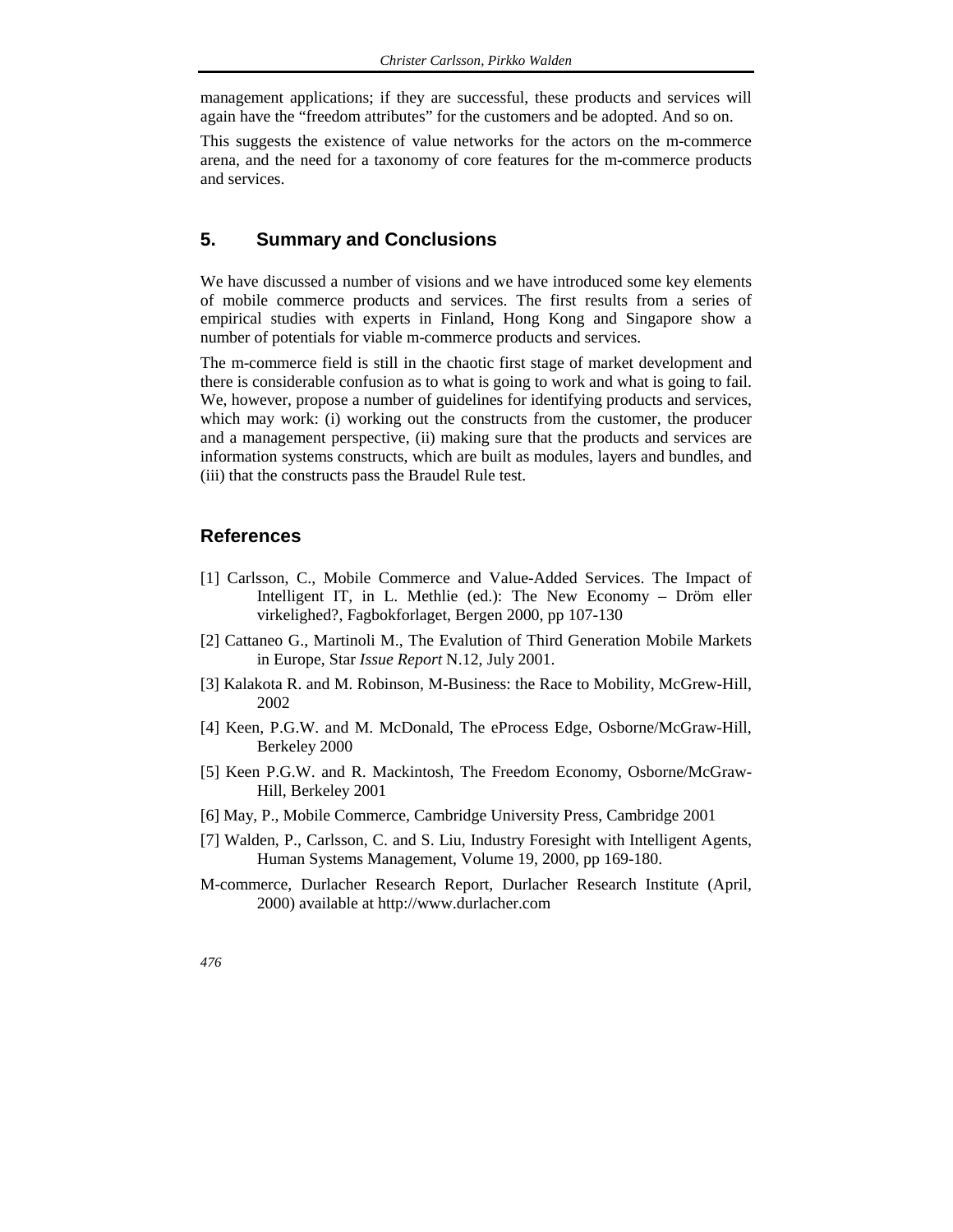management applications; if they are successful, these products and services will again have the "freedom attributes" for the customers and be adopted. And so on.

This suggests the existence of value networks for the actors on the m-commerce arena, and the need for a taxonomy of core features for the m-commerce products and services.

## 5. Summary and Conclusions

We have discussed a number of visions and we have introduced some key elements of mobile commerce products and services. The first results from a series of empirical studies with experts in Finland, Hong Kong and Singapore show a number of potentials for viable m-commerce products and services.

The m-commerce field is still in the chaotic first stage of market development and there is considerable confusion as to what is going to work and what is going to fail. We, however, propose a number of guidelines for identifying products and services, which may work: (i) working out the constructs from the customer, the producer and a management perspective, (ii) making sure that the products and services are information systems constructs, which are built as modules, layers and bundles, and (iii) that the constructs pass the Braudel Rule test.

## References

[1] Carlsson, C., Mobile Commerce and Value-Added Services. The Impact of Intelligent IT, in L. Methlie (ed.): The New Economy – Dröm eller virkelighed?, Fagbokforlaget, Bergen 2000, pp 107-130

[2] Cattaneo G., Martinoli M., The Evalution of Third Generation Mobile Markets in Europe, Star *Issue Report* N.12, July 2001.

[3] Kalakota R. and M. Robinson, M-Business: the Race to Mobility, McGrew-Hill, 2002

[4] Keen, P.G.W. and M. McDonald, The eProcess Edge, Osborne/McGraw-Hill, Berkeley 2000

[5] Keen P.G.W. and R. Mackintosh, The Freedom Economy, Osborne/McGraw-Hill, Berkeley 2001

[6] May, P., Mobile Commerce, Cambridge University Press, Cambridge 2001

[7] Walden, P., Carlsson, C. and S. Liu, Industry Foresight with Intelligent Agents, Human Systems Management, Volume 19, 2000, pp 169-180.

M-commerce, Durlacher Research Report, Durlacher Research Institute (April, 2000) available at http://www.durlacher.com